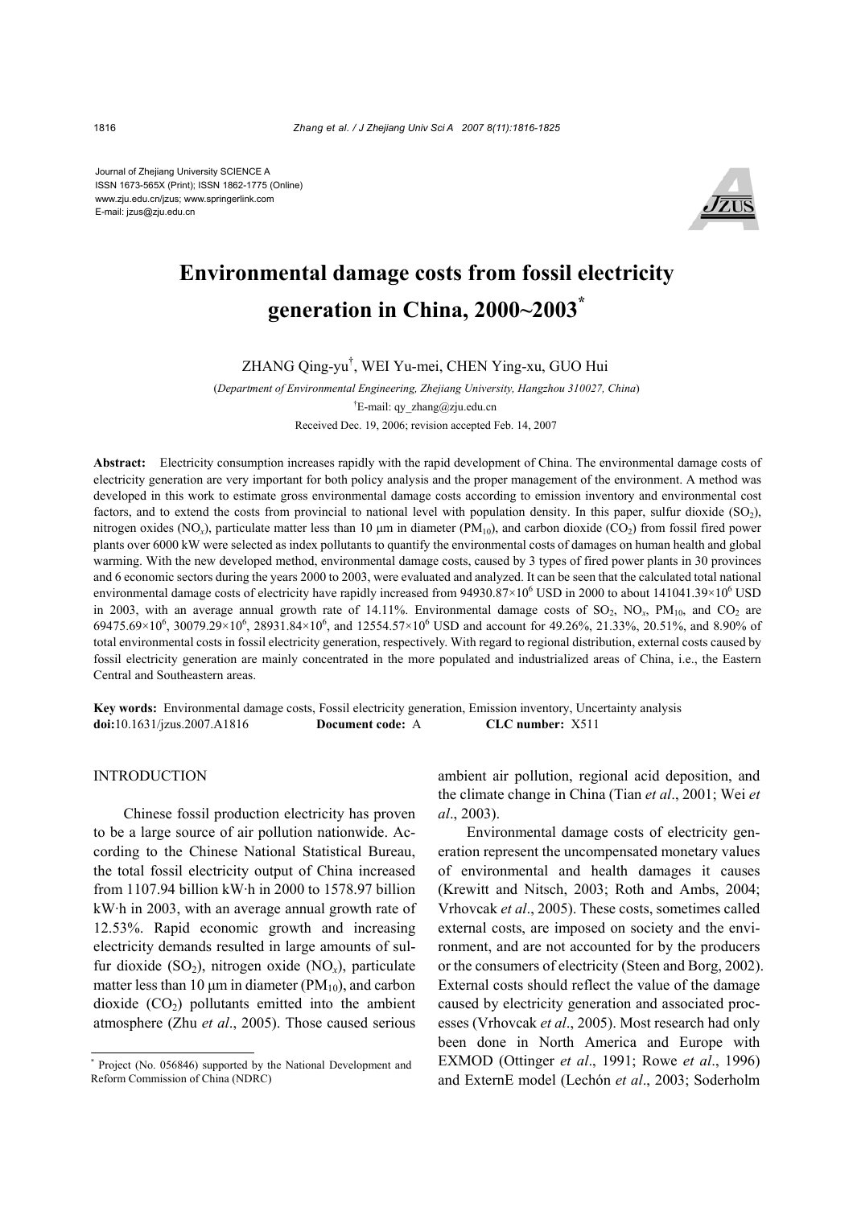Journal of Zhejiang University SCIENCE A
ISSN 1673-565X (Print); ISSN 1862-1775 (Online)
www.zju.edu.cn/jzus; www.springerlink.com
E-mail: jzus@zju.edu.cn

# Environmental damage costs from fossil electricity generation in China, 2000~2003*

ZHANG Qing-yu†, WEI Yu-mei, CHEN Ying-xu, GUO Hui

(*Department of Environmental Engineering, Zhejiang University, Hangzhou 310027, China*)

†E-mail: qy_zhang@zju.edu.cn

Received Dec. 19, 2006; revision accepted Feb. 14, 2007

**Abstract:** Electricity consumption increases rapidly with the rapid development of China. The environmental damage costs of electricity generation are very important for both policy analysis and the proper management of the environment. A method was developed in this work to estimate gross environmental damage costs according to emission inventory and environmental cost factors, and to extend the costs from provincial to national level with population density. In this paper, sulfur dioxide ($SO_2$), nitrogen oxides ($NO_x$), particulate matter less than 10 μm in diameter ($PM_{10}$), and carbon dioxide ($CO_2$) from fossil fired power plants over 6000 kW were selected as index pollutants to quantify the environmental costs of damages on human health and global warming. With the new developed method, environmental damage costs, caused by 3 types of fired power plants in 30 provinces and 6 economic sectors during the years 2000 to 2003, were evaluated and analyzed. It can be seen that the calculated total national environmental damage costs of electricity have rapidly increased from $94930.87\times10^6$ USD in 2000 to about $141041.39\times10^6$ USD in 2003, with an average annual growth rate of 14.11%. Environmental damage costs of $SO_2$, $NO_x$, $PM_{10}$, and $CO_2$ are $69475.69\times10^6$, $30079.29\times10^6$, $28931.84\times10^6$, and $12554.57\times10^6$ USD and account for 49.26%, 21.33%, 20.51%, and 8.90% of total environmental costs in fossil electricity generation, respectively. With regard to regional distribution, external costs caused by fossil electricity generation are mainly concentrated in the more populated and industrialized areas of China, i.e., the Eastern Central and Southeastern areas.

**Key words:** Environmental damage costs, Fossil electricity generation, Emission inventory, Uncertainty analysis
**doi:**10.1631/jzus.2007.A1816 **Document code:** A **CLC number:** X511

## INTRODUCTION

Chinese fossil production electricity has proven to be a large source of air pollution nationwide. According to the Chinese National Statistical Bureau, the total fossil electricity output of China increased from 1107.94 billion kW·h in 2000 to 1578.97 billion kW·h in 2003, with an average annual growth rate of 12.53%. Rapid economic growth and increasing electricity demands resulted in large amounts of sulfur dioxide ($SO_2$), nitrogen oxide ($NO_x$), particulate matter less than 10 μm in diameter ($PM_{10}$), and carbon dioxide ($CO_2$) pollutants emitted into the ambient atmosphere (Zhu *et al*., 2005). Those caused serious ambient air pollution, regional acid deposition, and the climate change in China (Tian *et al*., 2001; Wei *et al*., 2003).

Environmental damage costs of electricity generation represent the uncompensated monetary values of environmental and health damages it causes (Krewitt and Nitsch, 2003; Roth and Ambs, 2004; Vrhovcak *et al*., 2005). These costs, sometimes called external costs, are imposed on society and the environment, and are not accounted for by the producers or the consumers of electricity (Steen and Borg, 2002). External costs should reflect the value of the damage caused by electricity generation and associated processes (Vrhovcak *et al*., 2005). Most research had only been done in North America and Europe with EXMOD (Ottinger *et al*., 1991; Rowe *et al*., 1996) and ExternE model (Lechón *et al*., 2003; Soderholm

---

\* Project (No. 056846) supported by the National Development and Reform Commission of China (NDRC)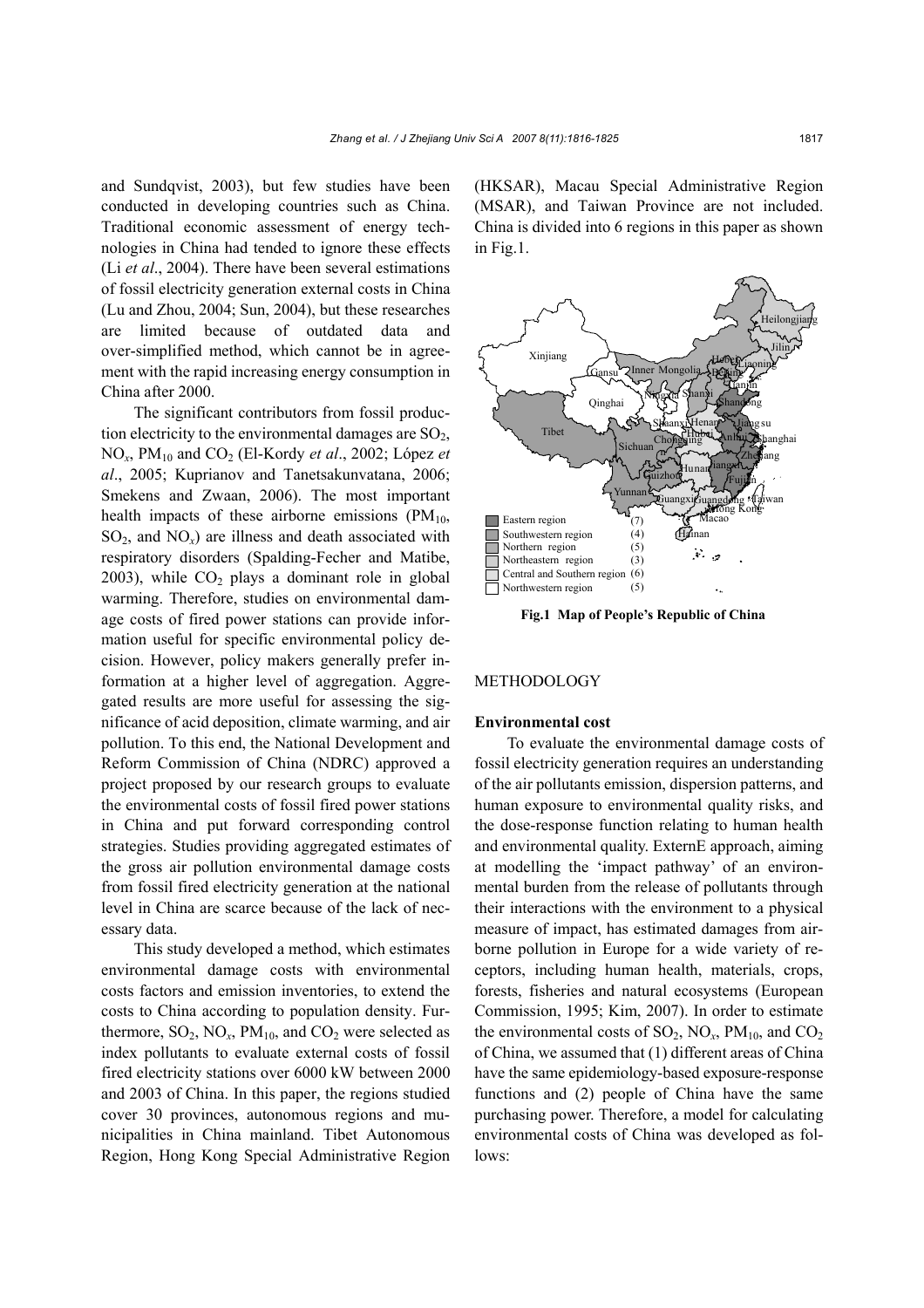and Sundqvist, 2003), but few studies have been conducted in developing countries such as China. Traditional economic assessment of energy technologies in China had tended to ignore these effects (Li *et al*., 2004). There have been several estimations of fossil electricity generation external costs in China (Lu and Zhou, 2004; Sun, 2004), but these researches are limited because of outdated data and over-simplified method, which cannot be in agreement with the rapid increasing energy consumption in China after 2000.

The significant contributors from fossil production electricity to the environmental damages are $SO_2$, $NO_x$, $PM_{10}$ and $CO_2$ (El-Kordy *et al*., 2002; López *et al*., 2005; Kuprianov and Tanetsakunvatana, 2006; Smekens and Zwaan, 2006). The most important health impacts of these airborne emissions ($PM_{10}$, $SO_2$, and $NO_x$) are illness and death associated with respiratory disorders (Spalding-Fecher and Matibe, 2003), while $CO_2$ plays a dominant role in global warming. Therefore, studies on environmental damage costs of fired power stations can provide information useful for specific environmental policy decision. However, policy makers generally prefer information at a higher level of aggregation. Aggregated results are more useful for assessing the significance of acid deposition, climate warming, and air pollution. To this end, the National Development and Reform Commission of China (NDRC) approved a project proposed by our research groups to evaluate the environmental costs of fossil fired power stations in China and put forward corresponding control strategies. Studies providing aggregated estimates of the gross air pollution environmental damage costs from fossil fired electricity generation at the national level in China are scarce because of the lack of necessary data.

This study developed a method, which estimates environmental damage costs with environmental costs factors and emission inventories, to extend the costs to China according to population density. Furthermore, $SO_2$, $NO_x$, $PM_{10}$, and $CO_2$ were selected as index pollutants to evaluate external costs of fossil fired electricity stations over 6000 kW between 2000 and 2003 of China. In this paper, the regions studied cover 30 provinces, autonomous regions and municipalities in China mainland. Tibet Autonomous Region, Hong Kong Special Administrative Region (HKSAR), Macau Special Administrative Region (MSAR), and Taiwan Province are not included. China is divided into 6 regions in this paper as shown in Fig.1.

Xinjiang
Gansu
Inner Mongolia
Heilongjiang
Jilin
Liaoning
Hebei
Beijing
Tianjin
Qinghai
Ningxia
Shanxi
Shandong
Tibet
Shaanxi
Henan
Jiangsu
Hubei
Anhui
Shanghai
Sichuan
Chongqing
Zhejiang
Hunan
Jiangxi
Guizhou
Fujian
Yunnan
Guangxi
Guangdong
Taiwan
Hong Kong
Macao
Hainan

Eastern region (7)
Southwestern region (4)
Northern region (5)
Northeastern region (3)
Central and Southern region (6)
Northwestern region (5)

**Fig.1 Map of People's Republic of China**

## METHODOLOGY

### Environmental cost

To evaluate the environmental damage costs of fossil electricity generation requires an understanding of the air pollutants emission, dispersion patterns, and human exposure to environmental quality risks, and the dose-response function relating to human health and environmental quality. ExternE approach, aiming at modelling the 'impact pathway' of an environmental burden from the release of pollutants through their interactions with the environment to a physical measure of impact, has estimated damages from airborne pollution in Europe for a wide variety of receptors, including human health, materials, crops, forests, fisheries and natural ecosystems (European Commission, 1995; Kim, 2007). In order to estimate the environmental costs of $SO_2$, $NO_x$, $PM_{10}$, and $CO_2$ of China, we assumed that (1) different areas of China have the same epidemiology-based exposure-response functions and (2) people of China have the same purchasing power. Therefore, a model for calculating environmental costs of China was developed as follows: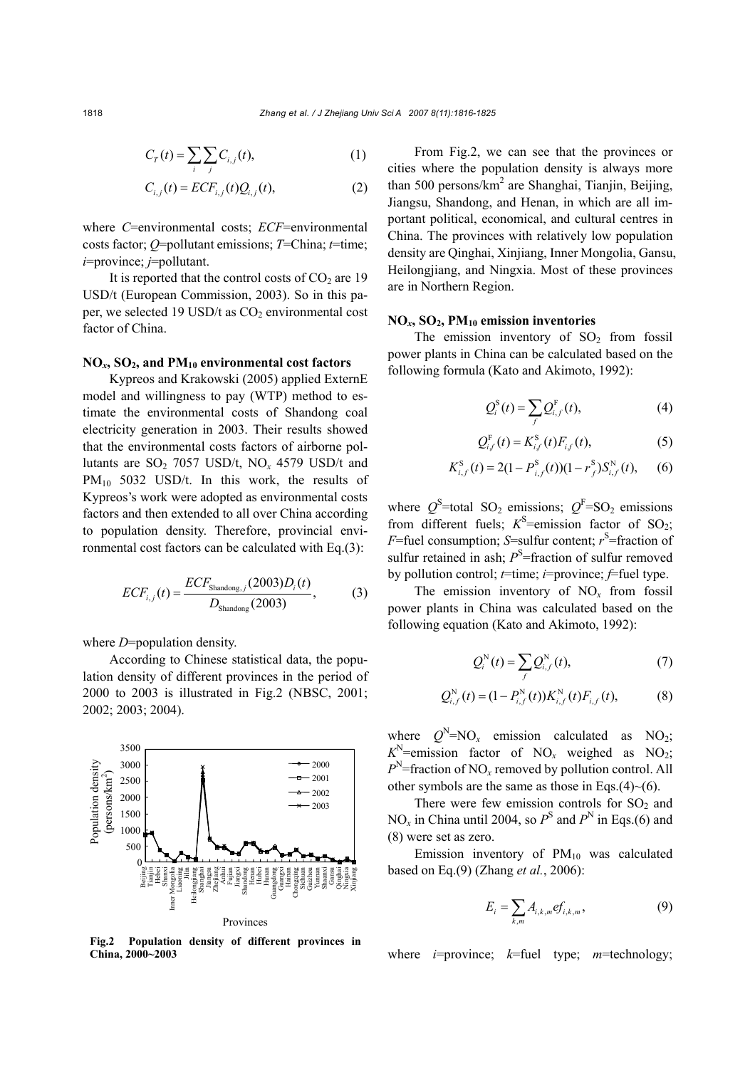$$C_T(t) = \sum_i \sum_j C_{i,j}(t), \tag{1}$$

$$C_{i,j}(t) = ECF_{i,j}(t)Q_{i,j}(t), \tag{2}$$

where $C$=environmental costs; $ECF$=environmental costs factor; $Q$=pollutant emissions; $T$=China; $t$=time; $i$=province; $j$=pollutant.

It is reported that the control costs of $CO_2$ are 19 USD/t (European Commission, 2003). So in this paper, we selected 19 USD/t as $CO_2$ environmental cost factor of China.

### $NO_x$, $SO_2$, and $PM_{10}$ environmental cost factors

Kypreos and Krakowski (2005) applied ExternE model and willingness to pay (WTP) method to estimate the environmental costs of Shandong coal electricity generation in 2003. Their results showed that the environmental costs factors of airborne pollutants are $SO_2$ 7057 USD/t, $NO_x$ 4579 USD/t and $PM_{10}$ 5032 USD/t. In this work, the results of Kypreos's work were adopted as environmental costs factors and then extended to all over China according to population density. Therefore, provincial environmental cost factors can be calculated with Eq.(3):

$$ECF_{i,j}(t) = \frac{ECF_{\text{Shandong},j}(2003)D_i(t)}{D_{\text{Shandong}}(2003)}, \tag{3}$$

where $D$=population density.

According to Chinese statistical data, the population density of different provinces in the period of 2000 to 2003 is illustrated in Fig.2 (NBSC, 2001; 2002; 2003; 2004).

**Fig.2 Population density of different provinces in China, 2000~2003**

From Fig.2, we can see that the provinces or cities where the population density is always more than 500 persons/km$^2$ are Shanghai, Tianjin, Beijing, Jiangsu, Shandong, and Henan, in which are all important political, economical, and cultural centres in China. The provinces with relatively low population density are Qinghai, Xinjiang, Inner Mongolia, Gansu, Heilongjiang, and Ningxia. Most of these provinces are in Northern Region.

### $NO_x$, $SO_2$, $PM_{10}$ emission inventories

The emission inventory of $SO_2$ from fossil power plants in China can be calculated based on the following formula (Kato and Akimoto, 1992):

$$Q_i^{\text{S}}(t) = \sum_f Q_{i,f}^{\text{F}}(t), \tag{4}$$

$$Q_{i,f}^{\text{F}}(t) = K_{i,f}^{\text{S}}(t)F_{i,f}(t), \tag{5}$$

$$K_{i,f}^{\text{S}}(t) = 2(1 - P_{i,f}^{\text{S}}(t))(1 - r_f^{\text{S}})S_{i,f}^{\text{N}}(t), \tag{6}$$

where $Q^{\text{S}}$=total $SO_2$ emissions; $Q^{\text{F}}$=$SO_2$ emissions from different fuels; $K^{\text{S}}$=emission factor of $SO_2$; $F$=fuel consumption; $S$=sulfur content; $r^{\text{S}}$=fraction of sulfur retained in ash; $P^{\text{S}}$=fraction of sulfur removed by pollution control; $t$=time; $i$=province; $f$=fuel type.

The emission inventory of $NO_x$ from fossil power plants in China was calculated based on the following equation (Kato and Akimoto, 1992):

$$Q_i^{\text{N}}(t) = \sum_f Q_{i,f}^{\text{N}}(t), \tag{7}$$

$$Q_{i,f}^{\text{N}}(t) = (1 - P_{i,f}^{\text{N}}(t))K_{i,f}^{\text{N}}(t)F_{i,f}(t), \tag{8}$$

where $Q^{\text{N}}$=$NO_x$ emission calculated as $NO_2$; $K^{\text{N}}$=emission factor of $NO_x$ weighed as $NO_2$; $P^{\text{N}}$=fraction of $NO_x$ removed by pollution control. All other symbols are the same as those in Eqs.(4)~(6).

There were few emission controls for $SO_2$ and $NO_x$ in China until 2004, so $P^{\text{S}}$ and $P^{\text{N}}$ in Eqs.(6) and (8) were set as zero.

Emission inventory of $PM_{10}$ was calculated based on Eq.(9) (Zhang *et al.*, 2006):

$$E_i = \sum_{k,m} A_{i,k,m} ef_{i,k,m}, \tag{9}$$

where $i$=province; $k$=fuel type; $m$=technology;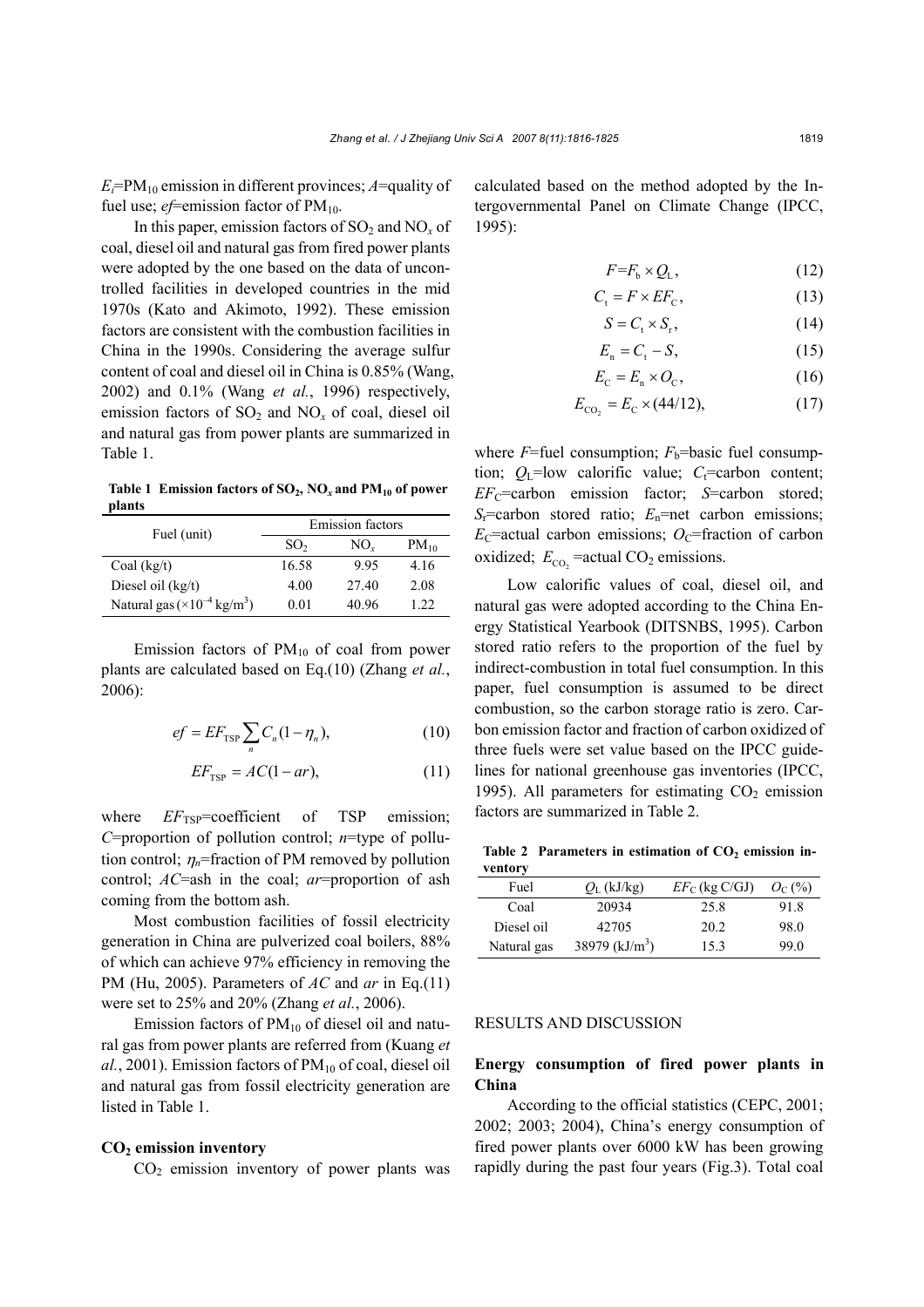$E_i$=$PM_{10}$ emission in different provinces; $A$=quality of fuel use; $ef$=emission factor of $PM_{10}$.

In this paper, emission factors of $SO_2$ and $NO_x$ of coal, diesel oil and natural gas from fired power plants were adopted by the one based on the data of uncontrolled facilities in developed countries in the mid 1970s (Kato and Akimoto, 1992). These emission factors are consistent with the combustion facilities in China in the 1990s. Considering the average sulfur content of coal and diesel oil in China is 0.85% (Wang, 2002) and 0.1% (Wang *et al.*, 1996) respectively, emission factors of $SO_2$ and $NO_x$ of coal, diesel oil and natural gas from power plants are summarized in Table 1.

**Table 1 Emission factors of $SO_2$, $NO_x$ and $PM_{10}$ of power plants**

| Fuel (unit) | Emission factors | | |
|---|---|---|---|
| | $SO_2$ | $NO_x$ | $PM_{10}$ |
| Coal (kg/t) | 16.58 | 9.95 | 4.16 |
| Diesel oil (kg/t) | 4.00 | 27.40 | 2.08 |
| Natural gas ($\times10^{-4}$ kg/m$^3$) | 0.01 | 40.96 | 1.22 |

Emission factors of $PM_{10}$ of coal from power plants are calculated based on Eq.(10) (Zhang *et al.*, 2006):

$$ef = EF_{TSP}\sum_{n} C_n(1-\eta_n), \quad (10)$$

$$EF_{TSP} = AC(1-ar), \quad (11)$$

where $EF_{TSP}$=coefficient of TSP emission; $C$=proportion of pollution control; $n$=type of pollution control; $\eta_n$=fraction of PM removed by pollution control; $AC$=ash in the coal; $ar$=proportion of ash coming from the bottom ash.

Most combustion facilities of fossil electricity generation in China are pulverized coal boilers, 88% of which can achieve 97% efficiency in removing the PM (Hu, 2005). Parameters of $AC$ and $ar$ in Eq.(11) were set to 25% and 20% (Zhang *et al.*, 2006).

Emission factors of $PM_{10}$ of diesel oil and natural gas from power plants are referred from (Kuang *et al.*, 2001). Emission factors of $PM_{10}$ of coal, diesel oil and natural gas from fossil electricity generation are listed in Table 1.

### $CO_2$ emission inventory

$CO_2$ emission inventory of power plants was calculated based on the method adopted by the Intergovernmental Panel on Climate Change (IPCC, 1995):

$$F=F_b \times Q_L, \quad (12)$$

$$C_t = F \times EF_C, \quad (13)$$

$$S = C_t \times S_r, \quad (14)$$

$$E_n = C_t - S, \quad (15)$$

$$E_C = E_n \times O_C, \quad (16)$$

$$E_{CO_2} = E_C \times (44/12), \quad (17)$$

where $F$=fuel consumption; $F_b$=basic fuel consumption; $Q_L$=low calorific value; $C_t$=carbon content; $EF_C$=carbon emission factor; $S$=carbon stored; $S_r$=carbon stored ratio; $E_n$=net carbon emissions; $E_C$=actual carbon emissions; $O_C$=fraction of carbon oxidized; $E_{CO_2}$=actual $CO_2$ emissions.

Low calorific values of coal, diesel oil, and natural gas were adopted according to the China Energy Statistical Yearbook (DITSNBS, 1995). Carbon stored ratio refers to the proportion of the fuel by indirect-combustion in total fuel consumption. In this paper, fuel consumption is assumed to be direct combustion, so the carbon storage ratio is zero. Carbon emission factor and fraction of carbon oxidized of three fuels were set value based on the IPCC guidelines for national greenhouse gas inventories (IPCC, 1995). All parameters for estimating $CO_2$ emission factors are summarized in Table 2.

**Table 2 Parameters in estimation of $CO_2$ emission inventory**

| Fuel | $Q_L$ (kJ/kg) | $EF_C$ (kg C/GJ) | $O_C$ (%) |
|---|---|---|---|
| Coal | 20934 | 25.8 | 91.8 |
| Diesel oil | 42705 | 20.2 | 98.0 |
| Natural gas | 38979 (kJ/m$^3$) | 15.3 | 99.0 |

## RESULTS AND DISCUSSION

### Energy consumption of fired power plants in China

According to the official statistics (CEPC, 2001; 2002; 2003; 2004), China's energy consumption of fired power plants over 6000 kW has been growing rapidly during the past four years (Fig.3). Total coal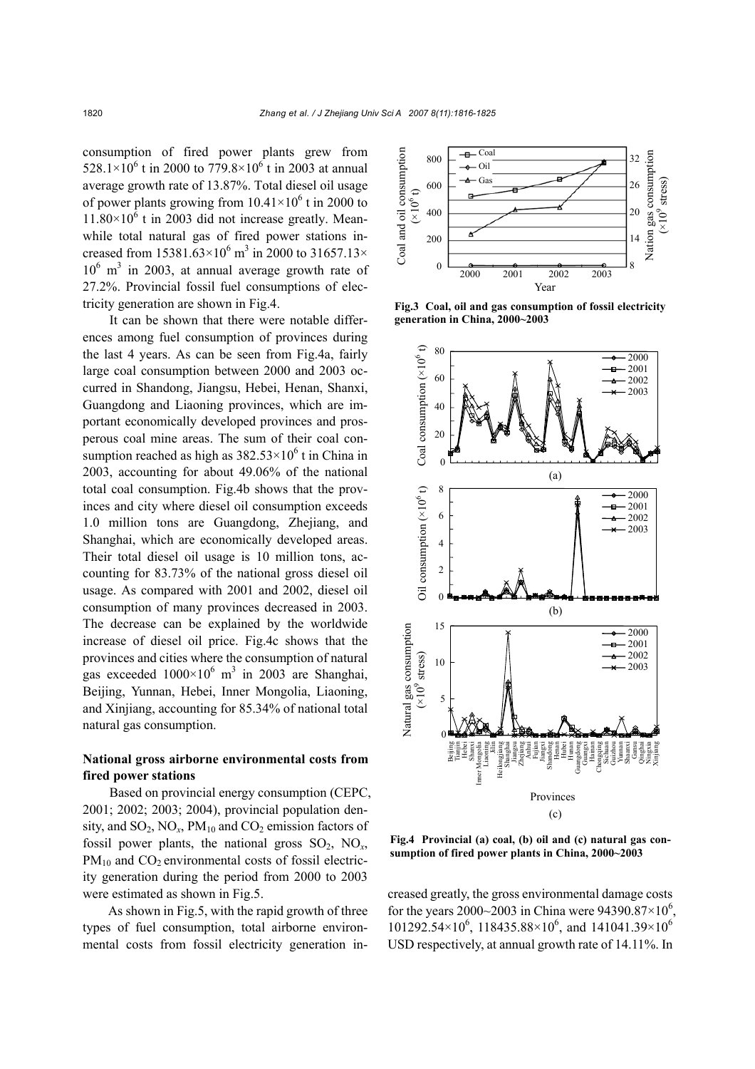consumption of fired power plants grew from $528.1\times10^6$ t in 2000 to $779.8\times10^6$ t in 2003 at annual average growth rate of 13.87%. Total diesel oil usage of power plants growing from $10.41\times10^6$ t in 2000 to $11.80\times10^6$ t in 2003 did not increase greatly. Meanwhile total natural gas of fired power stations increased from $15381.63\times10^6$ m$^3$ in 2000 to $31657.13\times10^6$ m$^3$ in 2003, at annual average growth rate of 27.2%. Provincial fossil fuel consumptions of electricity generation are shown in Fig.4.

It can be shown that there were notable differences among fuel consumption of provinces during the last 4 years. As can be seen from Fig.4a, fairly large coal consumption between 2000 and 2003 occurred in Shandong, Jiangsu, Hebei, Henan, Shanxi, Guangdong and Liaoning provinces, which are important economically developed provinces and prosperous coal mine areas. The sum of their coal consumption reached as high as $382.53\times10^6$ t in China in 2003, accounting for about 49.06% of the national total coal consumption. Fig.4b shows that the provinces and city where diesel oil consumption exceeds 1.0 million tons are Guangdong, Zhejiang, and Shanghai, which are economically developed areas. Their total diesel oil usage is 10 million tons, accounting for 83.73% of the national gross diesel oil usage. As compared with 2001 and 2002, diesel oil consumption of many provinces decreased in 2003. The decrease can be explained by the worldwide increase of diesel oil price. Fig.4c shows that the provinces and cities where the consumption of natural gas exceeded $1000\times10^6$ m$^3$ in 2003 are Shanghai, Beijing, Yunnan, Hebei, Inner Mongolia, Liaoning, and Xinjiang, accounting for 85.34% of national total natural gas consumption.

**Fig.3 Coal, oil and gas consumption of fossil electricity generation in China, 2000~2003**

**Fig.4 Provincial (a) coal, (b) oil and (c) natural gas consumption of fired power plants in China, 2000~2003**

## National gross airborne environmental costs from fired power stations

Based on provincial energy consumption (CEPC, 2001; 2002; 2003; 2004), provincial population density, and $SO_2$, $NO_x$, $PM_{10}$ and $CO_2$ emission factors of fossil power plants, the national gross $SO_2$, $NO_x$, $PM_{10}$ and $CO_2$ environmental costs of fossil electricity generation during the period from 2000 to 2003 were estimated as shown in Fig.5.

As shown in Fig.5, with the rapid growth of three types of fuel consumption, total airborne environmental costs from fossil electricity generation increased greatly, the gross environmental damage costs for the years 2000~2003 in China were $94390.87\times10^6$, $101292.54\times10^6$, $118435.88\times10^6$, and $141041.39\times10^6$ USD respectively, at annual growth rate of 14.11%. In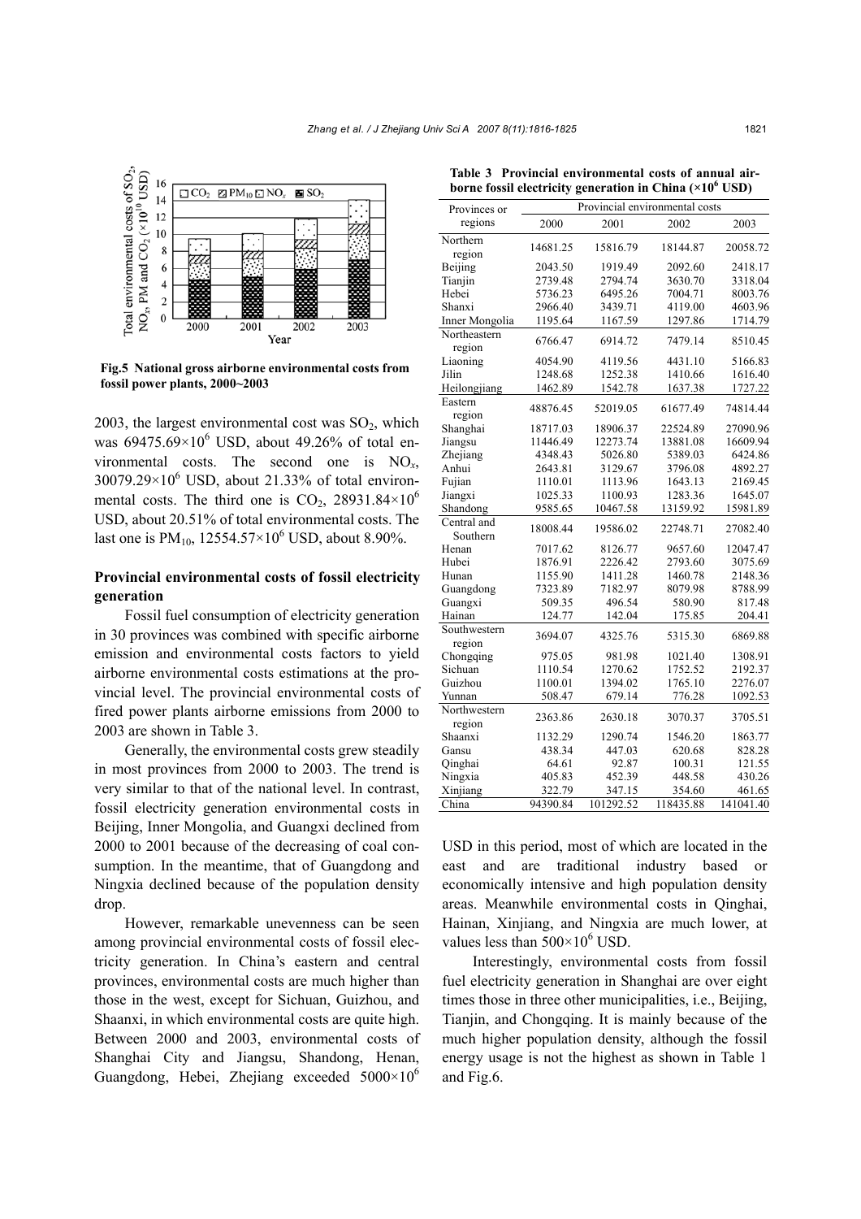Fig.5 National gross airborne environmental costs from fossil power plants, 2000~2003

2003, the largest environmental cost was $SO_2$, which was 69475.69×10[6] USD, about 49.26% of total environmental costs. The second one is $NO_x$, 30079.29×10[6] USD, about 21.33% of total environmental costs. The third one is $CO_2$, 28931.84×10[6] USD, about 20.51% of total environmental costs. The last one is $PM_{10}$, 12554.57×10[6] USD, about 8.90%.

### Provincial environmental costs of fossil electricity generation

Fossil fuel consumption of electricity generation in 30 provinces was combined with specific airborne emission and environmental costs factors to yield airborne environmental costs estimations at the provincial level. The provincial environmental costs of fired power plants airborne emissions from 2000 to 2003 are shown in Table 3.

Generally, the environmental costs grew steadily in most provinces from 2000 to 2003. The trend is very similar to that of the national level. In contrast, fossil electricity generation environmental costs in Beijing, Inner Mongolia, and Guangxi declined from 2000 to 2001 because of the decreasing of coal consumption. In the meantime, that of Guangdong and Ningxia declined because of the population density drop.

However, remarkable unevenness can be seen among provincial environmental costs of fossil electricity generation. In China's eastern and central provinces, environmental costs are much higher than those in the west, except for Sichuan, Guizhou, and Shaanxi, in which environmental costs are quite high. Between 2000 and 2003, environmental costs of Shanghai City and Jiangsu, Shandong, Henan, Guangdong, Hebei, Zhejiang exceeded $5000\times10^6$ USD in this period, most of which are located in the east and are traditional industry based or economically intensive and high population density areas. Meanwhile environmental costs in Qinghai, Hainan, Xinjiang, and Ningxia are much lower, at values less than $500\times10^6$ USD.

Interestingly, environmental costs from fossil fuel electricity generation in Shanghai are over eight times those in three other municipalities, i.e., Beijing, Tianjin, and Chongqing. It is mainly because of the much higher population density, although the fossil energy usage is not the highest as shown in Table 1 and Fig.6.

**Table 3 Provincial environmental costs of annual airborne fossil electricity generation in China (×10[6] USD)**

| Provinces or regions | Provincial environmental costs | | | |
|---|---|---|---|---|
| | 2000 | 2001 | 2002 | 2003 |
| Northern region | 14681.25 | 15816.79 | 18144.87 | 20058.72 |
| Beijing | 2043.50 | 1919.49 | 2092.60 | 2418.17 |
| Tianjin | 2739.48 | 2794.74 | 3630.70 | 3318.04 |
| Hebei | 5736.23 | 6495.26 | 7004.71 | 8003.76 |
| Shanxi | 2966.40 | 3439.71 | 4119.00 | 4603.96 |
| Inner Mongolia | 1195.64 | 1167.59 | 1297.86 | 1714.79 |
| Northeastern region | 6766.47 | 6914.72 | 7479.14 | 8510.45 |
| Liaoning | 4054.90 | 4119.56 | 4431.10 | 5166.83 |
| Jilin | 1248.68 | 1252.38 | 1410.66 | 1616.40 |
| Heilongjiang | 1462.89 | 1542.78 | 1637.38 | 1727.22 |
| Eastern region | 48876.45 | 52019.05 | 61677.49 | 74814.44 |
| Shanghai | 18717.03 | 18906.37 | 22524.89 | 27090.96 |
| Jiangsu | 11446.49 | 12273.74 | 13881.08 | 16609.94 |
| Zhejiang | 4348.43 | 5026.80 | 5389.03 | 6424.86 |
| Anhui | 2643.81 | 3129.67 | 3796.08 | 4892.27 |
| Fujian | 1110.01 | 1113.96 | 1643.13 | 2169.45 |
| Jiangxi | 1025.33 | 1100.93 | 1283.36 | 1645.07 |
| Shandong | 9585.65 | 10467.58 | 13159.92 | 15981.89 |
| Central and Southern | 18008.44 | 19586.02 | 22748.71 | 27082.40 |
| Henan | 7017.62 | 8126.77 | 9657.60 | 12047.47 |
| Hubei | 1876.91 | 2226.42 | 2793.60 | 3075.69 |
| Hunan | 1155.90 | 1411.28 | 1460.78 | 2148.36 |
| Guangdong | 7323.89 | 7182.97 | 8079.98 | 8788.99 |
| Guangxi | 509.35 | 496.54 | 580.90 | 817.48 |
| Hainan | 124.77 | 142.04 | 175.85 | 204.41 |
| Southwestern region | 3694.07 | 4325.76 | 5315.30 | 6869.88 |
| Chongqing | 975.05 | 981.98 | 1021.40 | 1308.91 |
| Sichuan | 1110.54 | 1270.62 | 1752.52 | 2192.37 |
| Guizhou | 1100.01 | 1394.02 | 1765.10 | 2276.07 |
| Yunnan | 508.47 | 679.14 | 776.28 | 1092.53 |
| Northwestern region | 2363.86 | 2630.18 | 3070.37 | 3705.51 |
| Shaanxi | 1132.29 | 1290.74 | 1546.20 | 1863.77 |
| Gansu | 438.34 | 447.03 | 620.68 | 828.28 |
| Qinghai | 64.61 | 92.87 | 100.31 | 121.55 |
| Ningxia | 405.83 | 452.39 | 448.58 | 430.26 |
| Xinjiang | 322.79 | 347.15 | 354.60 | 461.65 |
| China | 94390.84 | 101292.52 | 118435.88 | 141041.40 |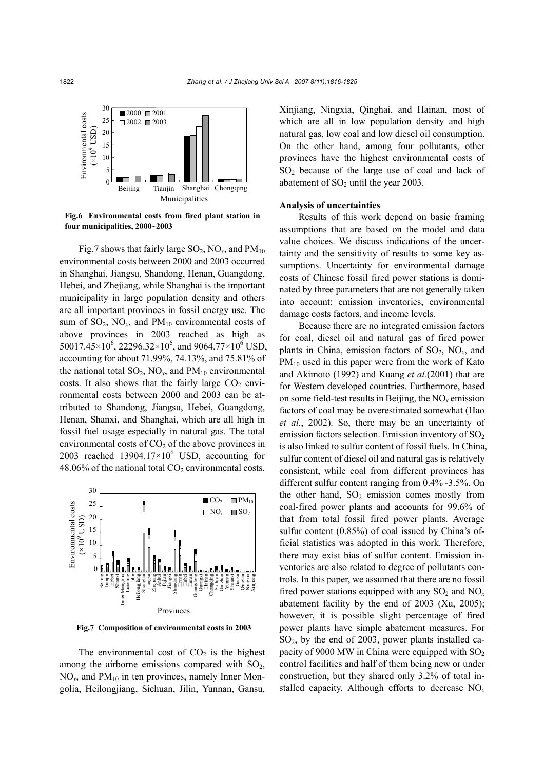Fig.6 Environmental costs from fired plant station in four municipalities, 2000~2003

Fig.7 shows that fairly large $SO_2$, $NO_x$, and $PM_{10}$ environmental costs between 2000 and 2003 occurred in Shanghai, Jiangsu, Shandong, Henan, Guangdong, Hebei, and Zhejiang, while Shanghai is the important municipality in large population density and others are all important provinces in fossil energy use. The sum of $SO_2$, $NO_x$, and $PM_{10}$ environmental costs of above provinces in 2003 reached as high as $50017.45\times10^6$, $22296.32\times10^6$, and $9064.77\times10^6$ USD, accounting for about 71.99%, 74.13%, and 75.81% of the national total $SO_2$, $NO_x$, and $PM_{10}$ environmental costs. It also shows that the fairly large $CO_2$ environmental costs between 2000 and 2003 can be attributed to Shandong, Jiangsu, Hebei, Guangdong, Henan, Shanxi, and Shanghai, which are all high in fossil fuel usage especially in natural gas. The total environmental costs of $CO_2$ of the above provinces in 2003 reached $13904.17\times10^6$ USD, accounting for 48.06% of the national total $CO_2$ environmental costs.

Fig.7 Composition of environmental costs in 2003

The environmental cost of $CO_2$ is the highest among the airborne emissions compared with $SO_2$, $NO_x$, and $PM_{10}$ in ten provinces, namely Inner Mongolia, Heilongjiang, Sichuan, Jilin, Yunnan, Gansu, Xinjiang, Ningxia, Qinghai, and Hainan, most of which are all in low population density and high natural gas, low coal and low diesel oil consumption. On the other hand, among four pollutants, other provinces have the highest environmental costs of $SO_2$ because of the large use of coal and lack of abatement of $SO_2$ until the year 2003.

### Analysis of uncertainties

Results of this work depend on basic framing assumptions that are based on the model and data value choices. We discuss indications of the uncertainty and the sensitivity of results to some key assumptions. Uncertainty for environmental damage costs of Chinese fossil fired power stations is dominated by three parameters that are not generally taken into account: emission inventories, environmental damage costs factors, and income levels.

Because there are no integrated emission factors for coal, diesel oil and natural gas of fired power plants in China, emission factors of $SO_2$, $NO_x$, and $PM_{10}$ used in this paper were from the work of Kato and Akimoto (1992) and Kuang *et al.*(2001) that are for Western developed countries. Furthermore, based on some field-test results in Beijing, the $NO_x$ emission factors of coal may be overestimated somewhat (Hao *et al.*, 2002). So, there may be an uncertainty of emission factors selection. Emission inventory of $SO_2$ is also linked to sulfur content of fossil fuels. In China, sulfur content of diesel oil and natural gas is relatively consistent, while coal from different provinces has different sulfur content ranging from 0.4%~3.5%. On the other hand, $SO_2$ emission comes mostly from coal-fired power plants and accounts for 99.6% of that from total fossil fired power plants. Average sulfur content (0.85%) of coal issued by China's official statistics was adopted in this work. Therefore, there may exist bias of sulfur content. Emission inventories are also related to degree of pollutants controls. In this paper, we assumed that there are no fossil fired power stations equipped with any $SO_2$ and $NO_x$ abatement facility by the end of 2003 (Xu, 2005); however, it is possible slight percentage of fired power plants have simple abatement measures. For $SO_2$, by the end of 2003, power plants installed capacity of 9000 MW in China were equipped with $SO_2$ control facilities and half of them being new or under construction, but they shared only 3.2% of total installed capacity. Although efforts to decrease $NO_x$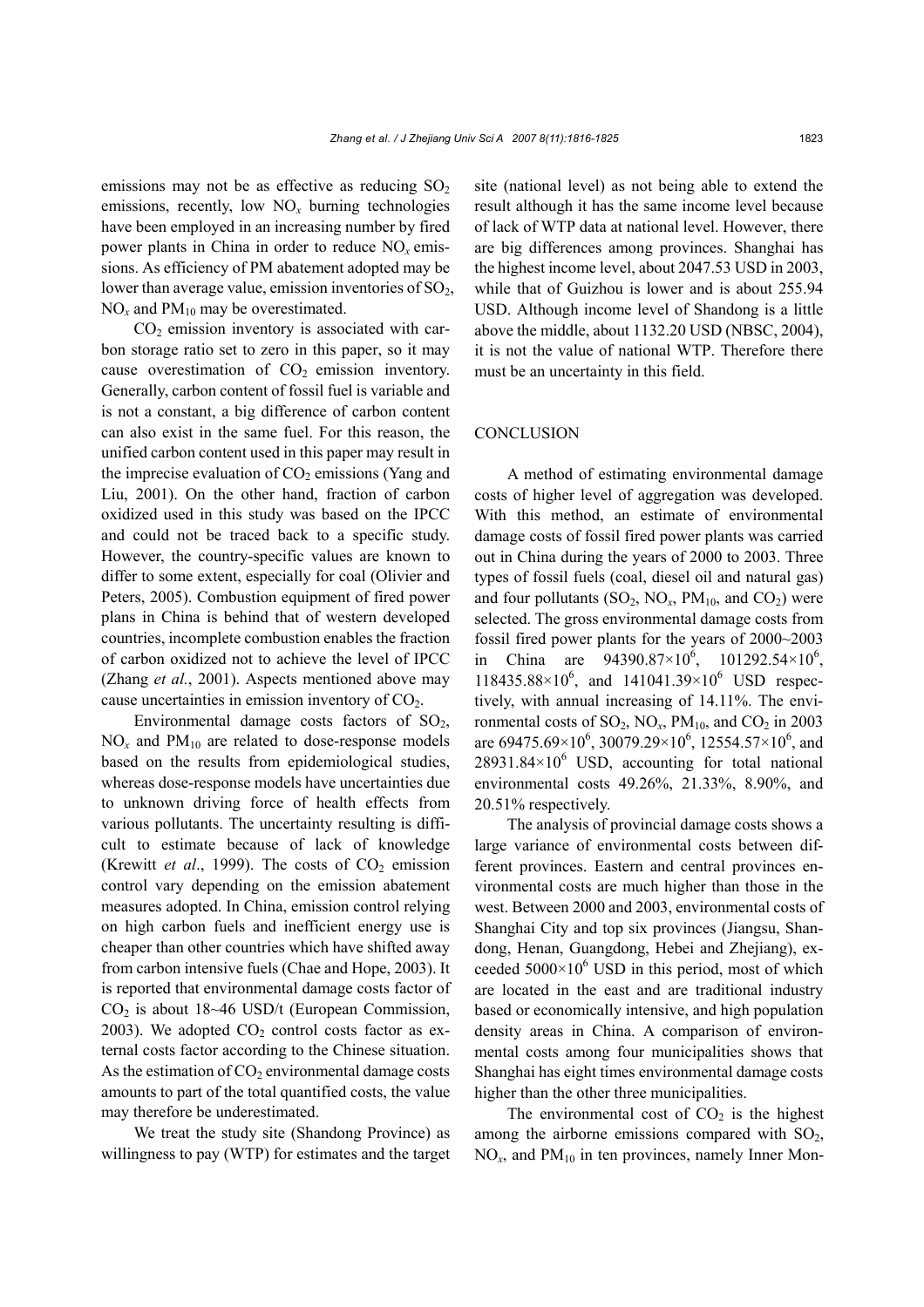emissions may not be as effective as reducing $SO_2$ emissions, recently, low $NO_x$ burning technologies have been employed in an increasing number by fired power plants in China in order to reduce $NO_x$ emissions. As efficiency of PM abatement adopted may be lower than average value, emission inventories of $SO_2$, $NO_x$ and $PM_{10}$ may be overestimated.

$CO_2$ emission inventory is associated with carbon storage ratio set to zero in this paper, so it may cause overestimation of $CO_2$ emission inventory. Generally, carbon content of fossil fuel is variable and is not a constant, a big difference of carbon content can also exist in the same fuel. For this reason, the unified carbon content used in this paper may result in the imprecise evaluation of $CO_2$ emissions (Yang and Liu, 2001). On the other hand, fraction of carbon oxidized used in this study was based on the IPCC and could not be traced back to a specific study. However, the country-specific values are known to differ to some extent, especially for coal (Olivier and Peters, 2005). Combustion equipment of fired power plans in China is behind that of western developed countries, incomplete combustion enables the fraction of carbon oxidized not to achieve the level of IPCC (Zhang *et al.*, 2001). Aspects mentioned above may cause uncertainties in emission inventory of $CO_2$.

Environmental damage costs factors of $SO_2$, $NO_x$ and $PM_{10}$ are related to dose-response models based on the results from epidemiological studies, whereas dose-response models have uncertainties due to unknown driving force of health effects from various pollutants. The uncertainty resulting is difficult to estimate because of lack of knowledge (Krewitt *et al*., 1999). The costs of $CO_2$ emission control vary depending on the emission abatement measures adopted. In China, emission control relying on high carbon fuels and inefficient energy use is cheaper than other countries which have shifted away from carbon intensive fuels (Chae and Hope, 2003). It is reported that environmental damage costs factor of $CO_2$ is about 18~46 USD/t (European Commission, 2003). We adopted $CO_2$ control costs factor as external costs factor according to the Chinese situation. As the estimation of $CO_2$ environmental damage costs amounts to part of the total quantified costs, the value may therefore be underestimated.

We treat the study site (Shandong Province) as willingness to pay (WTP) for estimates and the target site (national level) as not being able to extend the result although it has the same income level because of lack of WTP data at national level. However, there are big differences among provinces. Shanghai has the highest income level, about 2047.53 USD in 2003, while that of Guizhou is lower and is about 255.94 USD. Although income level of Shandong is a little above the middle, about 1132.20 USD (NBSC, 2004), it is not the value of national WTP. Therefore there must be an uncertainty in this field.

## CONCLUSION

A method of estimating environmental damage costs of higher level of aggregation was developed. With this method, an estimate of environmental damage costs of fossil fired power plants was carried out in China during the years of 2000 to 2003. Three types of fossil fuels (coal, diesel oil and natural gas) and four pollutants ($SO_2$, $NO_x$, $PM_{10}$, and $CO_2$) were selected. The gross environmental damage costs from fossil fired power plants for the years of 2000~2003 in China are $94390.87\times10^6$, $101292.54\times10^6$, $118435.88\times10^6$, and $141041.39\times10^6$ USD respectively, with annual increasing of 14.11%. The environmental costs of $SO_2$, $NO_x$, $PM_{10}$, and $CO_2$ in 2003 are $69475.69\times10^6$, $30079.29\times10^6$, $12554.57\times10^6$, and $28931.84\times10^6$ USD, accounting for total national environmental costs 49.26%, 21.33%, 8.90%, and 20.51% respectively.

The analysis of provincial damage costs shows a large variance of environmental costs between different provinces. Eastern and central provinces environmental costs are much higher than those in the west. Between 2000 and 2003, environmental costs of Shanghai City and top six provinces (Jiangsu, Shandong, Henan, Guangdong, Hebei and Zhejiang), exceeded $5000\times10^6$ USD in this period, most of which are located in the east and are traditional industry based or economically intensive, and high population density areas in China. A comparison of environmental costs among four municipalities shows that Shanghai has eight times environmental damage costs higher than the other three municipalities.

The environmental cost of $CO_2$ is the highest among the airborne emissions compared with $SO_2$, $NO_x$, and $PM_{10}$ in ten provinces, namely Inner Mon-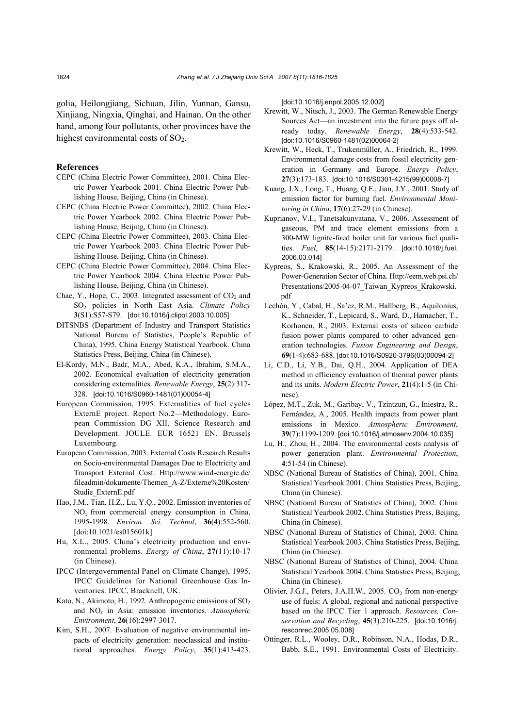golia, Heilongjiang, Sichuan, Jilin, Yunnan, Gansu, Xinjiang, Ningxia, Qinghai, and Hainan. On the other hand, among four pollutants, other provinces have the highest environmental costs of $SO_2$.

## References

CEPC (China Electric Power Committee), 2001. China Electric Power Yearbook 2001. China Electric Power Publishing House, Beijing, China (in Chinese).

CEPC (China Electric Power Committee), 2002. China Electric Power Yearbook 2002. China Electric Power Publishing House, Beijing, China (in Chinese).

CEPC (China Electric Power Committee), 2003. China Electric Power Yearbook 2003. China Electric Power Publishing House, Beijing, China (in Chinese).

CEPC (China Electric Power Committee), 2004. China Electric Power Yearbook 2004. China Electric Power Publishing House, Beijing, China (in Chinese).

Chae, Y., Hope, C., 2003. Integrated assessment of $CO_2$ and $SO_2$ policies in North East Asia. *Climate Policy* **3**(S1):S57-S79. [doi:10.1016/j.clipol.2003.10.005]

DITSNBS (Department of Industry and Transport Statistics National Bureau of Statistics, People's Republic of China), 1995. China Energy Statistical Yearbook. China Statistics Press, Beijing, China (in Chinese).

El-Kordy, M.N., Badr, M.A., Abed, K.A., Ibrahim, S.M.A., 2002. Economical evaluation of electricity generation considering externalities. *Renewable Energy*, **25**(2):317-328. [doi:10.1016/S0960-1481(01)00054-4]

European Commission, 1995. Externalities of fuel cycles ExternE project. Report No.2—Methodology. European Commission DG XII. Science Research and Development. JOULE. EUR 16521 EN. Brussels Luxembourg.

European Commission, 2003. External Costs Research Results on Socio-environmental Damages Due to Electricity and Transport External Cost. Http://www.wind-energie.de/fileadmin/dokumente/Themen_A-Z/Externe%20Kosten/Studie_ExternE.pdf

Hao, J.M., Tian, H.Z., Lu, Y.Q., 2002. Emission inventories of $NO_x$ from commercial energy consumption in China, 1995-1998. *Environ. Sci. Technol*, **36**(4):552-560. [doi:10.1021/es015601k]

Hu, X.L., 2005. China's electricity production and environmental problems. *Energy of China*, **27**(11):10-17 (in Chinese).

IPCC (Intergovernmental Panel on Climate Change), 1995. IPCC Guidelines for National Greenhouse Gas Inventories. IPCC, Bracknell, UK.

Kato, N., Akimoto, H., 1992. Anthropogenic emissions of $SO_2$ and $NO_x$ in Asia: emission inventories. *Atmospheric Environment*, **26**(16):2997-3017.

Kim, S.H., 2007. Evaluation of negative environmental impacts of electricity generation: neoclassical and institutional approaches. *Energy Policy*, **35**(1):413-423. [doi:10.1016/j.enpol.2005.12.002]

Krewitt, W., Nitsch, J., 2003. The German Renewable Energy Sources Act—an investment into the future pays off already today. *Renewable Energy*, **28**(4):533-542. [doi:10.1016/S0960-1481(02)00064-2]

Krewitt, W., Heck, T., Trukenműller, A., Friedrich, R., 1999. Environmental damage costs from fossil electricity generation in Germany and Europe. *Energy Policy*, **27**(3):173-183. [doi:10.1016/S0301-4215(99)00008-7]

Kuang, J.X., Long, T., Huang, Q.F., Jian, J.Y., 2001. Study of emission factor for burning fuel. *Environmental Monitoring in China*, **17**(6):27-29 (in Chinese).

Kuprianov, V.I., Tanetsakunvatana, V., 2006. Assessment of gaseous, PM and trace element emissions from a 300-MW lignite-fired boiler unit for various fuel qualities. *Fuel*, **85**(14-15):2171-2179. [doi:10.1016/j.fuel.2006.03.014]

Kypreos, S., Krakowski, R., 2005. An Assessment of the Power-Generation Sector of China. Http://eem.web.psi.ch/Presentations/2005-04-07_Taiwan_Kypreos_Krakowski.pdf

Lechón, Y., Cabal, H., Sa'ez, R.M., Hallberg, B., Aquilonius, K., Schneider, T., Lepicard, S., Ward, D., Hamacher, T., Korhonen, R., 2003. External costs of silicon carbide fusion power plants compared to other advanced generation technologies. *Fusion Engineering and Design*, **69**(1-4):683-688. [doi:10.1016/S0920-3796(03)00094-2]

Li, C.D., Li, Y.B., Dai, Q.H., 2004. Application of DEA method in efficiency evaluation of thermal power plants and its units. *Modern Electric Power*, **21**(4):1-5 (in Chinese).

López, M.T., Zuk, M., Garibay, V., Tzintzun, G., Iniestra, R., Fernández, A., 2005. Health impacts from power plant emissions in Mexico. *Atmospheric Environment*, **39**(7):1199-1209. [doi:10.1016/j.atmosenv.2004.10.035]

Lu, H., Zhou, H., 2004. The environmental costs analysis of power generation plant. *Environmental Protection*, **4**:51-54 (in Chinese).

NBSC (National Bureau of Statistics of China), 2001. China Statistical Yearbook 2001. China Statistics Press, Beijing, China (in Chinese).

NBSC (National Bureau of Statistics of China), 2002. China Statistical Yearbook 2002. China Statistics Press, Beijing, China (in Chinese).

NBSC (National Bureau of Statistics of China), 2003. China Statistical Yearbook 2003. China Statistics Press, Beijing, China (in Chinese).

NBSC (National Bureau of Statistics of China), 2004. China Statistical Yearbook 2004. China Statistics Press, Beijing, China (in Chinese).

Olivier, J.G.J., Peters, J.A.H.W., 2005. $CO_2$ from non-energy use of fuels: A global, regional and national perspective based on the IPCC Tier 1 approach. *Resources, Conservation and Recycling*, **45**(3):210-225. [doi:10.1016/j.resconrec.2005.05.008]

Ottinger, R.L., Wooley, D.R., Robinson, N.A., Hodas, D.R., Babb, S.E., 1991. Environmental Costs of Electricity.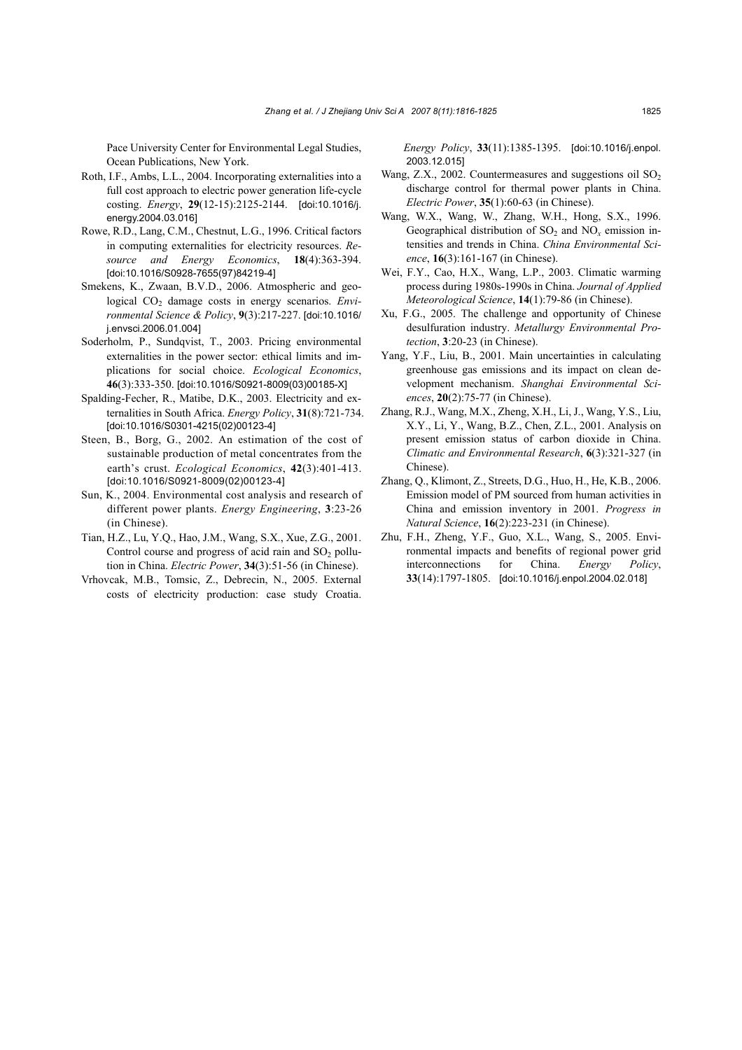Pace University Center for Environmental Legal Studies, Ocean Publications, New York.

Roth, I.F., Ambs, L.L., 2004. Incorporating externalities into a full cost approach to electric power generation life-cycle costing. *Energy*, **29**(12-15):2125-2144. [doi:10.1016/j.energy.2004.03.016]

Rowe, R.D., Lang, C.M., Chestnut, L.G., 1996. Critical factors in computing externalities for electricity resources. *Resource and Energy Economics*, **18**(4):363-394. [doi:10.1016/S0928-7655(97)84219-4]

Smekens, K., Zwaan, B.V.D., 2006. Atmospheric and geological $CO_2$ damage costs in energy scenarios. *Environmental Science & Policy*, **9**(3):217-227. [doi:10.1016/j.envsci.2006.01.004]

Soderholm, P., Sundqvist, T., 2003. Pricing environmental externalities in the power sector: ethical limits and implications for social choice. *Ecological Economics*, **46**(3):333-350. [doi:10.1016/S0921-8009(03)00185-X]

Spalding-Fecher, R., Matibe, D.K., 2003. Electricity and externalities in South Africa. *Energy Policy*, **31**(8):721-734. [doi:10.1016/S0301-4215(02)00123-4]

Steen, B., Borg, G., 2002. An estimation of the cost of sustainable production of metal concentrates from the earth's crust. *Ecological Economics*, **42**(3):401-413. [doi:10.1016/S0921-8009(02)00123-4]

Sun, K., 2004. Environmental cost analysis and research of different power plants. *Energy Engineering*, **3**:23-26 (in Chinese).

Tian, H.Z., Lu, Y.Q., Hao, J.M., Wang, S.X., Xue, Z.G., 2001. Control course and progress of acid rain and $SO_2$ pollution in China. *Electric Power*, **34**(3):51-56 (in Chinese).

Vrhovcak, M.B., Tomsic, Z., Debrecin, N., 2005. External costs of electricity production: case study Croatia. *Energy Policy*, **33**(11):1385-1395. [doi:10.1016/j.enpol.2003.12.015]

Wang, Z.X., 2002. Countermeasures and suggestions oil $SO_2$ discharge control for thermal power plants in China. *Electric Power*, **35**(1):60-63 (in Chinese).

Wang, W.X., Wang, W., Zhang, W.H., Hong, S.X., 1996. Geographical distribution of $SO_2$ and $NO_x$ emission intensities and trends in China. *China Environmental Science*, **16**(3):161-167 (in Chinese).

Wei, F.Y., Cao, H.X., Wang, L.P., 2003. Climatic warming process during 1980s-1990s in China. *Journal of Applied Meteorological Science*, **14**(1):79-86 (in Chinese).

Xu, F.G., 2005. The challenge and opportunity of Chinese desulfuration industry. *Metallurgy Environmental Protection*, **3**:20-23 (in Chinese).

Yang, Y.F., Liu, B., 2001. Main uncertainties in calculating greenhouse gas emissions and its impact on clean development mechanism. *Shanghai Environmental Sciences*, **20**(2):75-77 (in Chinese).

Zhang, R.J., Wang, M.X., Zheng, X.H., Li, J., Wang, Y.S., Liu, X.Y., Li, Y., Wang, B.Z., Chen, Z.L., 2001. Analysis on present emission status of carbon dioxide in China. *Climatic and Environmental Research*, **6**(3):321-327 (in Chinese).

Zhang, Q., Klimont, Z., Streets, D.G., Huo, H., He, K.B., 2006. Emission model of PM sourced from human activities in China and emission inventory in 2001. *Progress in Natural Science*, **16**(2):223-231 (in Chinese).

Zhu, F.H., Zheng, Y.F., Guo, X.L., Wang, S., 2005. Environmental impacts and benefits of regional power grid interconnections for China. *Energy Policy*, **33**(14):1797-1805. [doi:10.1016/j.enpol.2004.02.018]